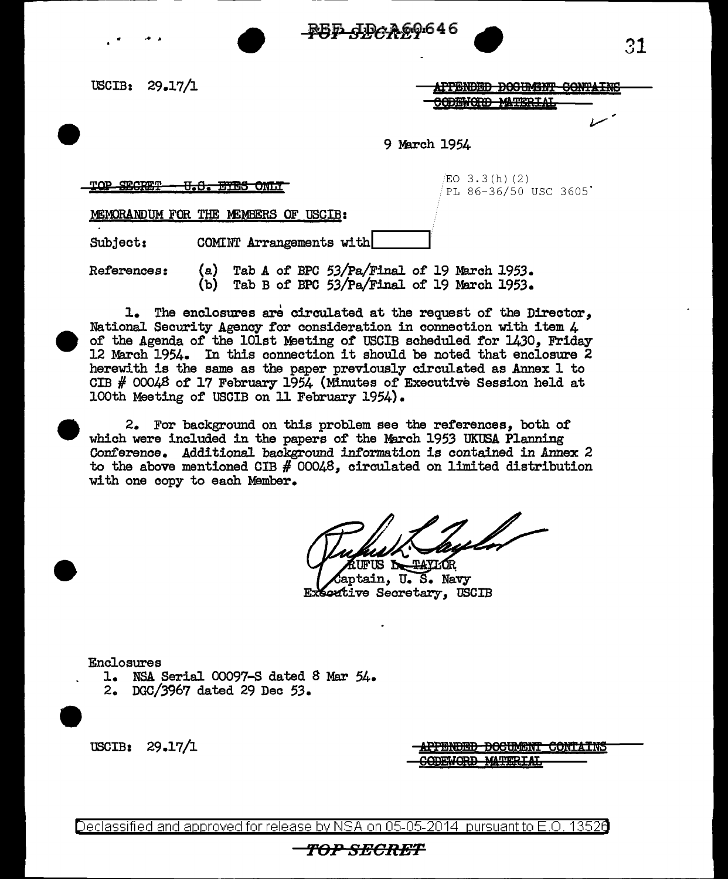USCIB: 29.17/1

~~APPENDED DOCUMENT CONTAINS CODEWORD MATERIAL~~

9 March 1954

~~TOP SECRET - U.S. EYES ONLY~~

EO 3.3(h)(2)
PL 86-36/50 USC 3605

MEMORANDUM FOR THE MEMBERS OF USCIB:

Subject: COMINT Arrangements with [redacted]

References: (a) Tab A of BPC 53/Pa/Final of 19 March 1953.
(b) Tab B of BPC 53/Pa/Final of 19 March 1953.

1. The enclosures are circulated at the request of the Director, National Security Agency for consideration in connection with item 4 of the Agenda of the 101st Meeting of USCIB scheduled for 1430, Friday 12 March 1954. In this connection it should be noted that enclosure 2 herewith is the same as the paper previously circulated as Annex 1 to CIB # 00048 of 17 February 1954 (Minutes of Executive Session held at 100th Meeting of USCIB on 11 February 1954).

2. For background on this problem see the references, both of which were included in the papers of the March 1953 UKUSA Planning Conference. Additional background information is contained in Annex 2 to the above mentioned CIB # 00048, circulated on limited distribution with one copy to each Member.

RUFUS L. TAYLOR
Captain, U. S. Navy
Executive Secretary, USCIB

Enclosures
1. NSA Serial 00097-S dated 8 Mar 54.
2. DGC/3967 dated 29 Dec 53.

USCIB: 29.17/1

~~APPENDED DOCUMENT CONTAINS CODEWORD MATERIAL~~

Declassified and approved for release by NSA on 05-05-2014 pursuant to E.O. 13526

TOP SECRET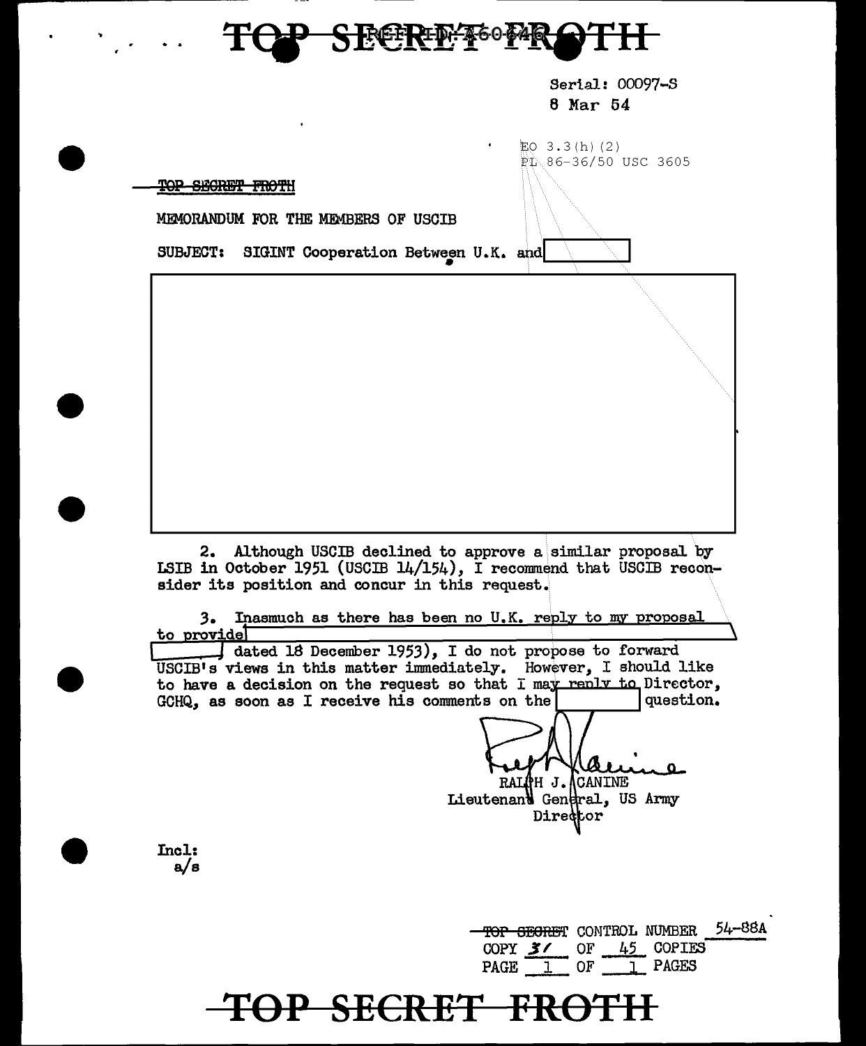TOP SECRET FROTH

Serial: 00097-S
8 Mar 54

EO 3.3(h)(2)
PL 86-36/50 USC 3605

~~TOP SECRET FROTH~~

MEMORANDUM FOR THE MEMBERS OF USCIB

SUBJECT: SIGINT Cooperation Between U.K. and [redacted]

[redacted]

2. Although USCIB declined to approve a similar proposal by LSIB in October 1951 (USCIB 14/154), I recommend that USCIB reconsider its position and concur in this request.

3. Inasmuch as there has been no U.K. reply to my proposal to provide [redacted] dated 18 December 1953), I do not propose to forward USCIB's views in this matter immediately. However, I should like to have a decision on the request so that I may reply to Director, GCHQ, as soon as I receive his comments on the [redacted] question.

RALPH J. CANINE
Lieutenant General, US Army
Director

Incl:
a/s

~~TOP SECRET~~ CONTROL NUMBER 54-88A
COPY 31 OF 45 COPIES
PAGE 1 OF 1 PAGES

TOP SECRET FROTH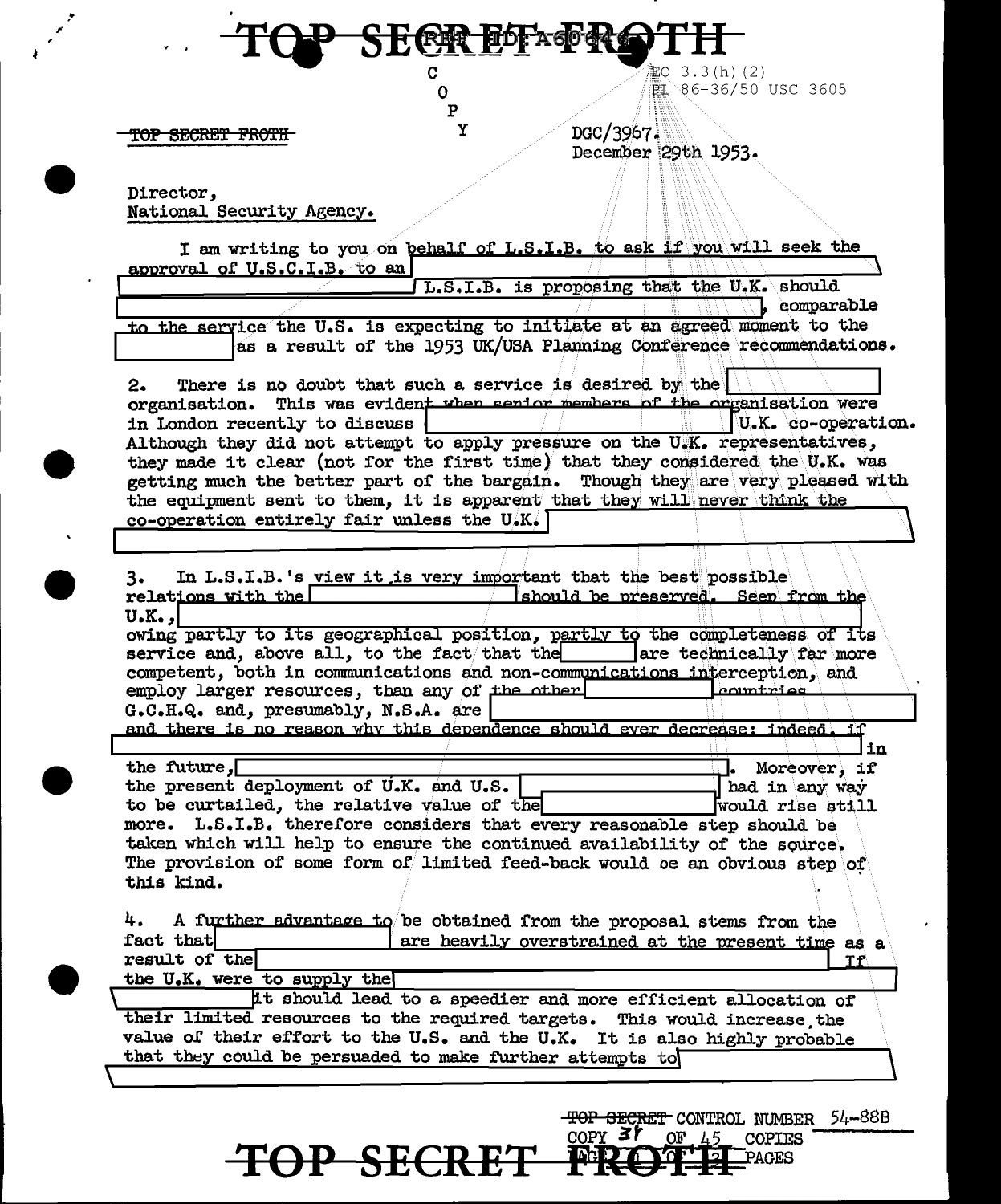TOP SECRET FROTH

C
O
P
Y

EO 3.3(h)(2)
PL 86-36/50 USC 3605

~~TOP SECRET FROTH~~

DGC/3967.
December 29th 1953.

Director,
National Security Agency.

I am writing to you on behalf of L.S.I.B. to ask if you will seek the approval of U.S.C.I.B. to an [REDACTED] L.S.I.B. is proposing that the U.K. should [REDACTED], comparable to the service the U.S. is expecting to initiate at an agreed moment to the [REDACTED] as a result of the 1953 UK/USA Planning Conference recommendations.

2. There is no doubt that such a service is desired by the [REDACTED] organisation. This was evident when senior members of the organisation were in London recently to discuss [REDACTED] U.K. co-operation. Although they did not attempt to apply pressure on the U.K. representatives, they made it clear (not for the first time) that they considered the U.K. was getting much the better part of the bargain. Though they are very pleased with the equipment sent to them, it is apparent that they will never think the co-operation entirely fair unless the U.K. [REDACTED]

3. In L.S.I.B.'s view it is very important that the best possible relations with the [REDACTED] should be preserved. Seen from the U.K., [REDACTED] owing partly to its geographical position, partly to the completeness of its service and, above all, to the fact that the [REDACTED] are technically far more competent, both in communications and non-communications interception, and employ larger resources, than any of the other [REDACTED] countries. G.C.H.Q. and, presumably, N.S.A. are [REDACTED] and there is no reason why this dependence should ever decrease; indeed, if [REDACTED] in the future, [REDACTED]. Moreover, if the present deployment of U.K. and U.S. [REDACTED] had in any way to be curtailed, the relative value of the [REDACTED] would rise still more. L.S.I.B. therefore considers that every reasonable step should be taken which will help to ensure the continued availability of the source. The provision of some form of limited feed-back would be an obvious step of this kind.

4. A further advantage to be obtained from the proposal stems from the fact that [REDACTED] are heavily overstrained at the present time as a result of the [REDACTED] If the U.K. were to supply the [REDACTED] it should lead to a speedier and more efficient allocation of their limited resources to the required targets. This would increase the value of their effort to the U.S. and the U.K. It is also highly probable that they could be persuaded to make further attempts to [REDACTED]

~~TOP SECRET~~ CONTROL NUMBER 54-88B
COPY 31 OF 45 COPIES

TOP SECRET FROTH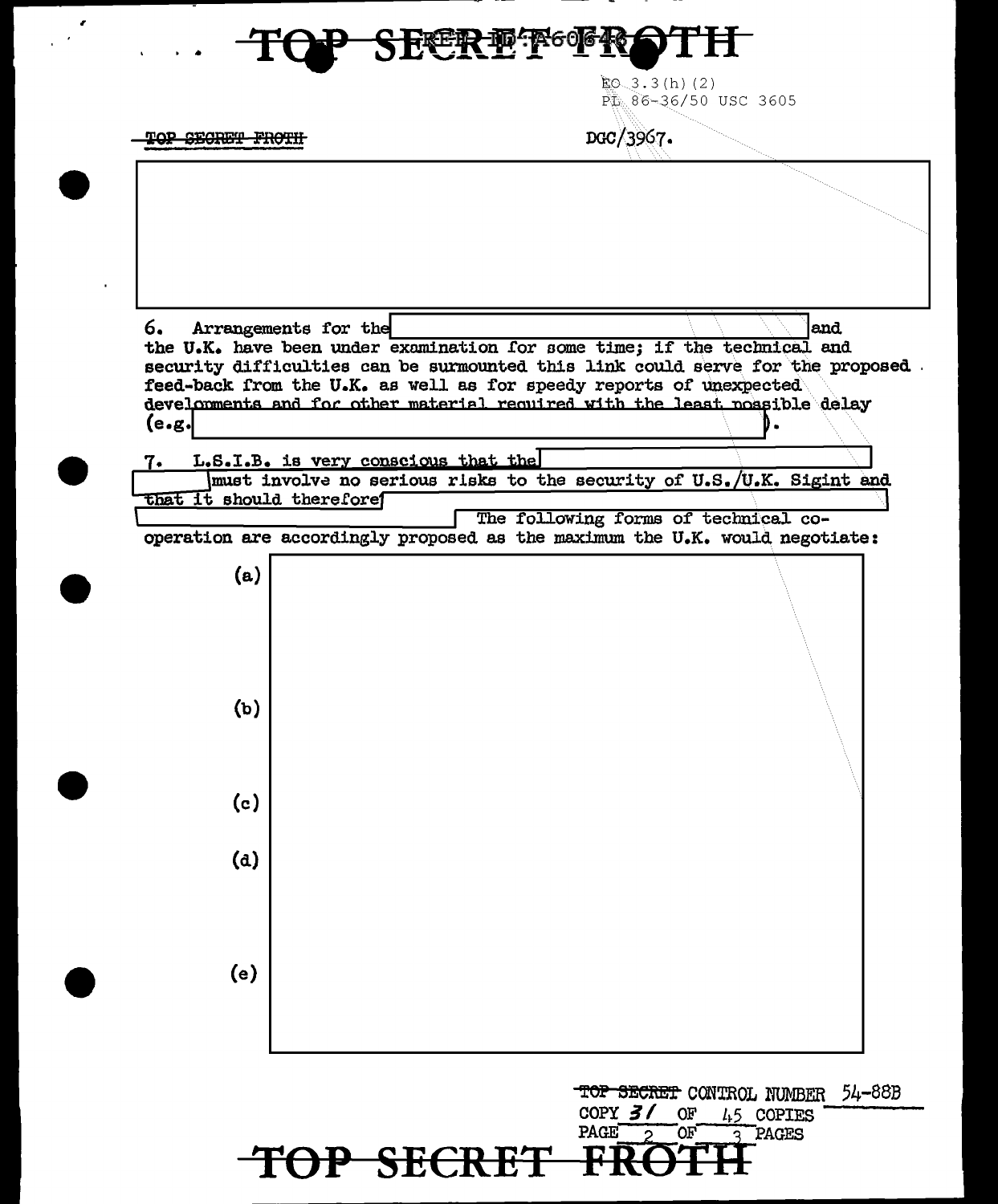EO 3.3(h)(2)
PL 86-36/50 USC 3605

~~TOP SECRET FROTH~~ DGC/3967.

6. Arrangements for the [REDACTED] and the U.K. have been under examination for some time; if the technical and security difficulties can be surmounted this link could serve for the proposed feed-back from the U.K. as well as for speedy reports of unexpected developments and for other material required with the least possible delay (e.g. [REDACTED]).

7. L.S.I.B. is very conscious that the [REDACTED] must involve no serious risks to the security of U.S./U.K. Sigint and that it should therefore [REDACTED] The following forms of technical co-operation are accordingly proposed as the maximum the U.K. would negotiate:

(a) [REDACTED]

(b) [REDACTED]

(c) [REDACTED]

(d) [REDACTED]

(e) [REDACTED]

~~TOP SECRET~~ CONTROL NUMBER 54-88B
COPY 31 OF 45 COPIES
PAGE 2 OF 3 PAGES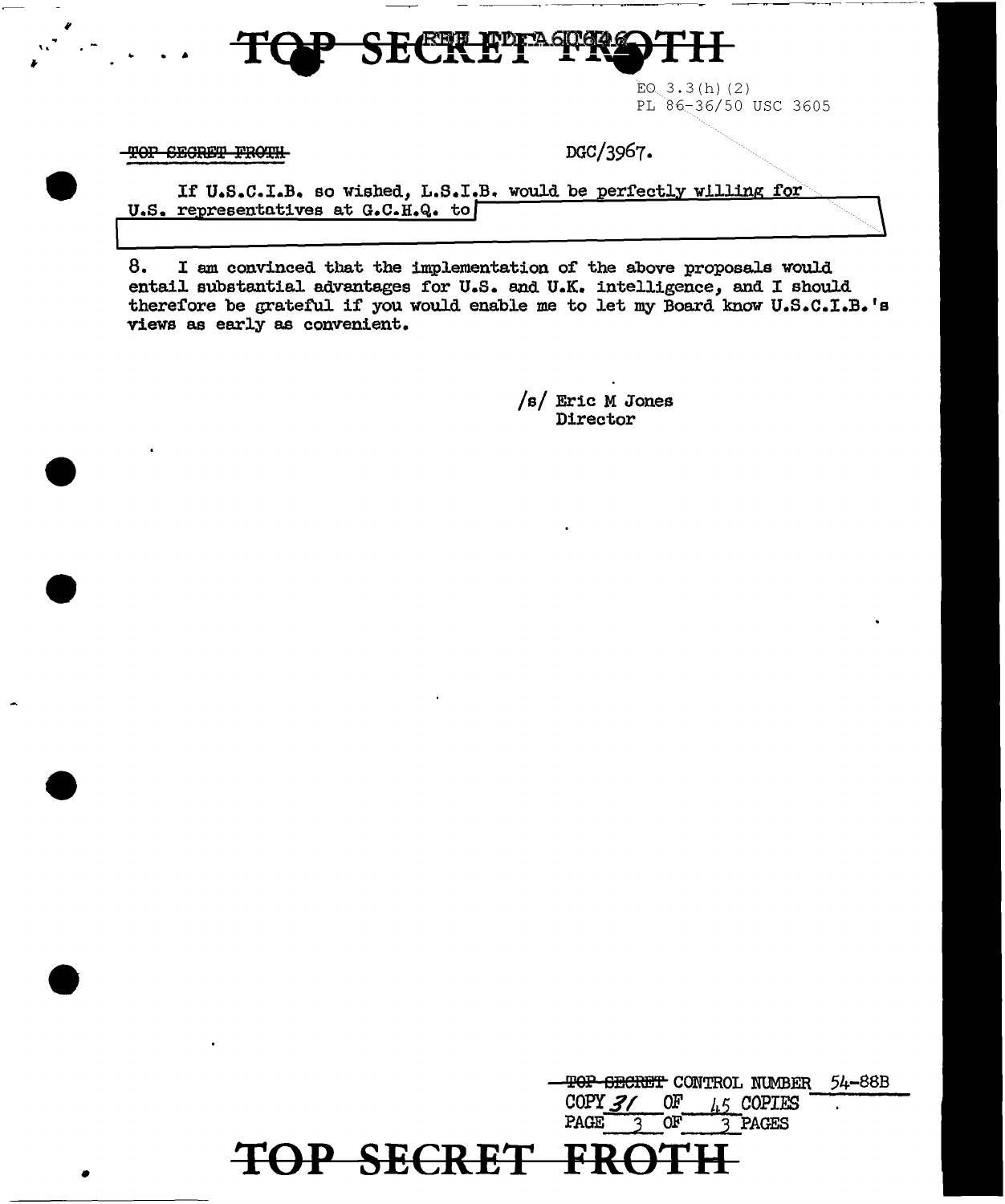EO 3.3(h)(2)
PL 86-36/50 USC 3605

~~TOP SECRET FROTH~~

DGC/3967.

If U.S.C.I.B. so wished, L.S.I.B. would be perfectly willing for U.S. representatives at G.C.H.Q. to

8. I am convinced that the implementation of the above proposals would entail substantial advantages for U.S. and U.K. intelligence, and I should therefore be grateful if you would enable me to let my Board know U.S.C.I.B.'s views as early as convenient.

/s/ Eric M Jones
Director

~~TOP SECRET~~ CONTROL NUMBER 54-88B
COPY 31 OF 45 COPIES
PAGE 3 OF 3 PAGES